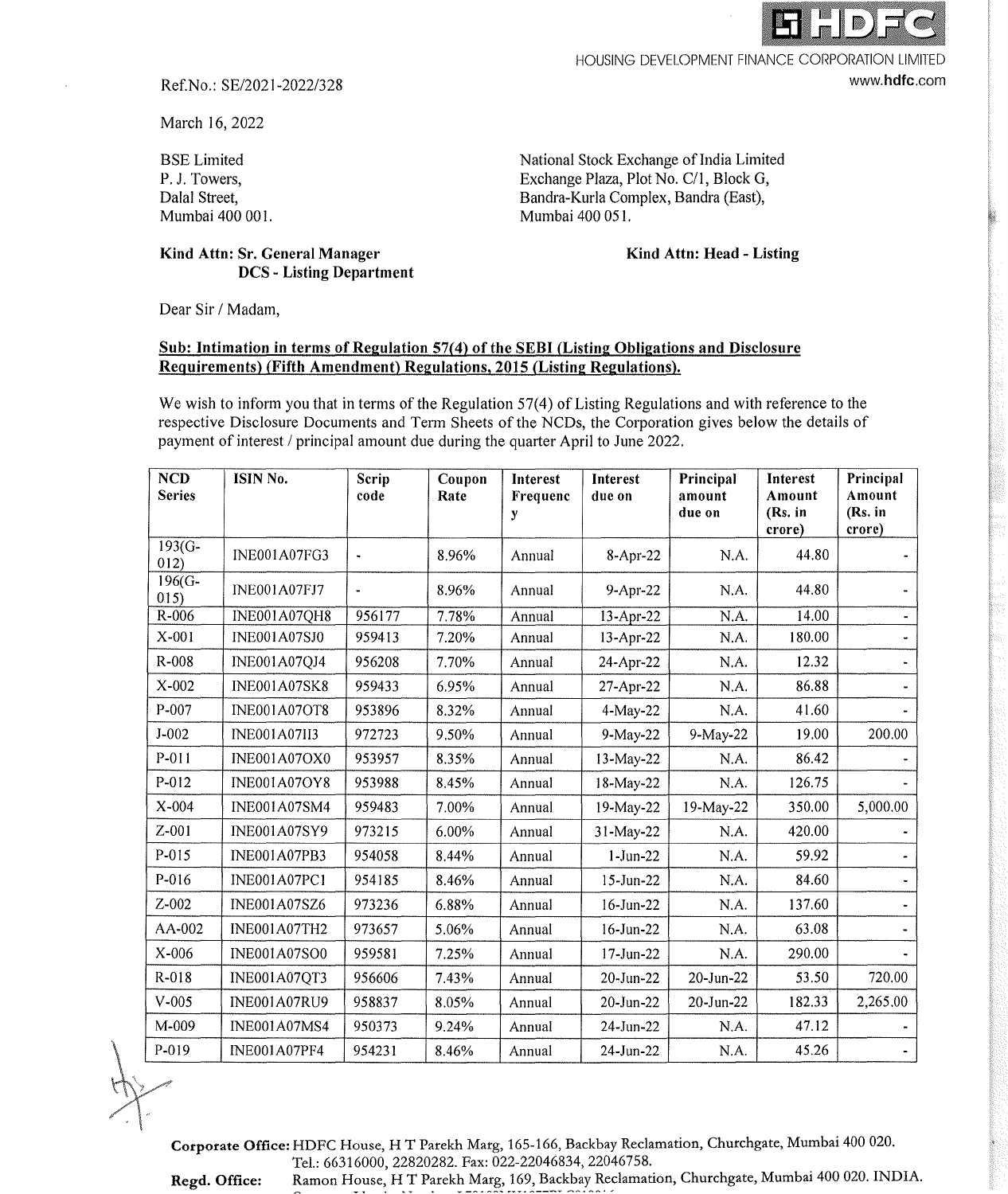HOUSING DEVELOPMENT FINANCE CORPORATION LIMITED

www.hdfc.com

Ref.No.: SE/2021-2022/328

March 16, 2022

BSE Limited
P. J. Towers,
Dalal Street,
Mumbai 400 001.

**Kind Attn: Sr. General Manager**
**DCS - Listing Department**

National Stock Exchange of India Limited
Exchange Plaza, Plot No. C/1, Block G,
Bandra-Kurla Complex, Bandra (East),
Mumbai 400 051.

**Kind Attn: Head - Listing**

Dear Sir / Madam,

**Sub: Intimation in terms of Regulation 57(4) of the SEBI (Listing Obligations and Disclosure Requirements) (Fifth Amendment) Regulations, 2015 (Listing Regulations).**

We wish to inform you that in terms of the Regulation 57(4) of Listing Regulations and with reference to the respective Disclosure Documents and Term Sheets of the NCDs, the Corporation gives below the details of payment of interest / principal amount due during the quarter April to June 2022.

| NCD Series | ISIN No. | Scrip code | Coupon Rate | Interest Frequency | Interest due on | Principal amount due on | Interest Amount (Rs. in crore) | Principal Amount (Rs. in crore) |
|---|---|---|---|---|---|---|---|---|
| 193(G-012) | INE001A07FG3 | - | 8.96% | Annual | 8-Apr-22 | N.A. | 44.80 | - |
| 196(G-015) | INE001A07FJ7 | - | 8.96% | Annual | 9-Apr-22 | N.A. | 44.80 | - |
| R-006 | INE001A07QH8 | 956177 | 7.78% | Annual | 13-Apr-22 | N.A. | 14.00 | - |
| X-001 | INE001A07SJ0 | 959413 | 7.20% | Annual | 13-Apr-22 | N.A. | 180.00 | - |
| R-008 | INE001A07QJ4 | 956208 | 7.70% | Annual | 24-Apr-22 | N.A. | 12.32 | - |
| X-002 | INE001A07SK8 | 959433 | 6.95% | Annual | 27-Apr-22 | N.A. | 86.88 | - |
| P-007 | INE001A07OT8 | 953896 | 8.32% | Annual | 4-May-22 | N.A. | 41.60 | - |
| J-002 | INE001A07II3 | 972723 | 9.50% | Annual | 9-May-22 | 9-May-22 | 19.00 | 200.00 |
| P-011 | INE001A07OX0 | 953957 | 8.35% | Annual | 13-May-22 | N.A. | 86.42 | - |
| P-012 | INE001A07OY8 | 953988 | 8.45% | Annual | 18-May-22 | N.A. | 126.75 | - |
| X-004 | INE001A07SM4 | 959483 | 7.00% | Annual | 19-May-22 | 19-May-22 | 350.00 | 5,000.00 |
| Z-001 | INE001A07SY9 | 973215 | 6.00% | Annual | 31-May-22 | N.A. | 420.00 | - |
| P-015 | INE001A07PB3 | 954058 | 8.44% | Annual | 1-Jun-22 | N.A. | 59.92 | - |
| P-016 | INE001A07PC1 | 954185 | 8.46% | Annual | 15-Jun-22 | N.A. | 84.60 | - |
| Z-002 | INE001A07SZ6 | 973236 | 6.88% | Annual | 16-Jun-22 | N.A. | 137.60 | - |
| AA-002 | INE001A07TH2 | 973657 | 5.06% | Annual | 16-Jun-22 | N.A. | 63.08 | - |
| X-006 | INE001A07SO0 | 959581 | 7.25% | Annual | 17-Jun-22 | N.A. | 290.00 | - |
| R-018 | INE001A07QT3 | 956606 | 7.43% | Annual | 20-Jun-22 | 20-Jun-22 | 53.50 | 720.00 |
| V-005 | INE001A07RU9 | 958837 | 8.05% | Annual | 20-Jun-22 | 20-Jun-22 | 182.33 | 2,265.00 |
| M-009 | INE001A07MS4 | 950373 | 9.24% | Annual | 24-Jun-22 | N.A. | 47.12 | - |
| P-019 | INE001A07PF4 | 954231 | 8.46% | Annual | 24-Jun-22 | N.A. | 45.26 | - |

**Corporate Office:** HDFC House, H T Parekh Marg, 165-166, Backbay Reclamation, Churchgate, Mumbai 400 020. Tel.: 66316000, 22820282. Fax: 022-22046834, 22046758.

**Regd. Office:** Ramon House, H T Parekh Marg, 169, Backbay Reclamation, Churchgate, Mumbai 400 020. INDIA.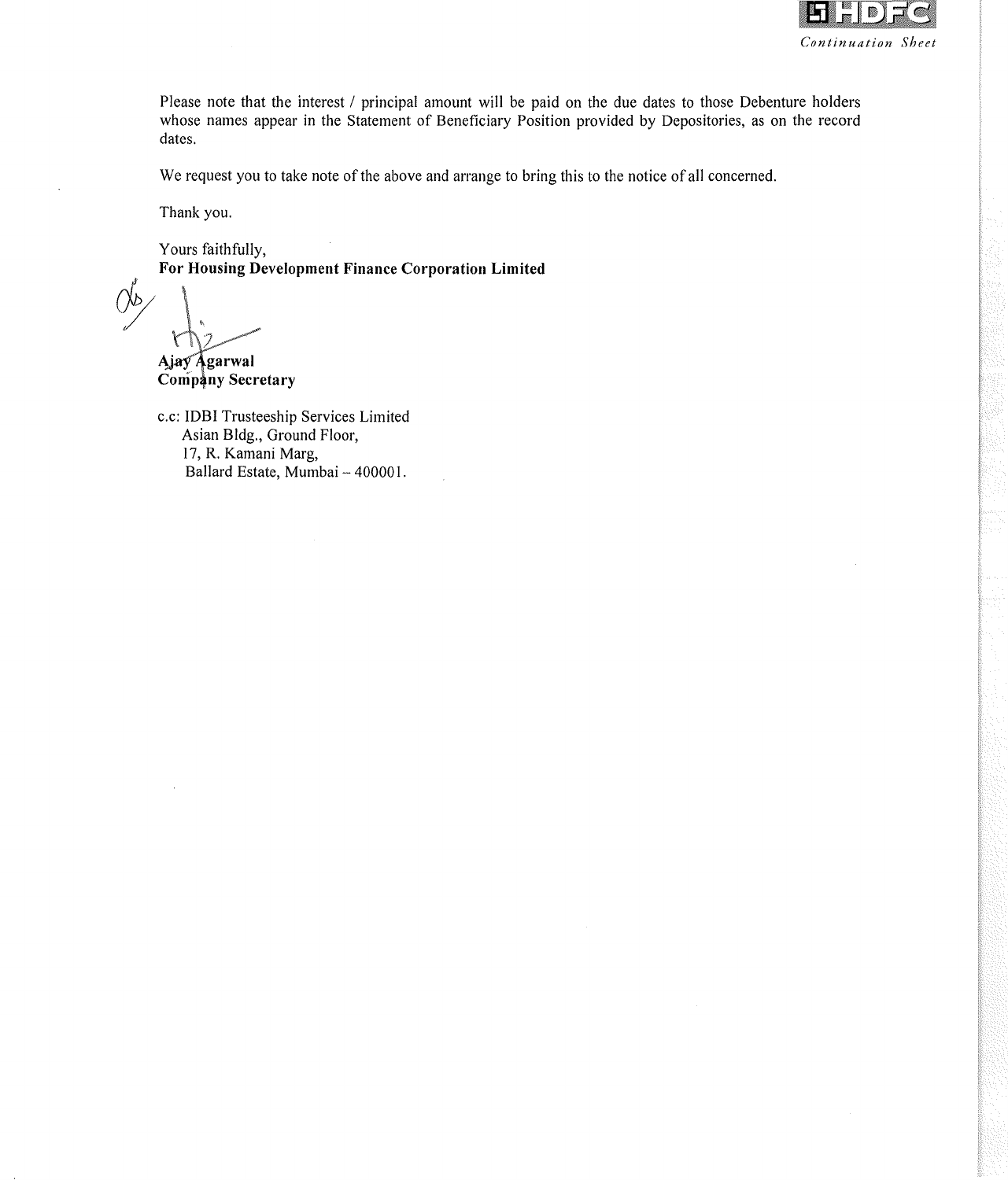Please note that the interest / principal amount will be paid on the due dates to those Debenture holders whose names appear in the Statement of Beneficiary Position provided by Depositories, as on the record dates.

We request you to take note of the above and arrange to bring this to the notice of all concerned.

Thank you.

Yours faithfully,
**For Housing Development Finance Corporation Limited**

**Ajay Agarwal**
**Company Secretary**

c.c: IDBI Trusteeship Services Limited
Asian Bldg., Ground Floor,
17, R. Kamani Marg,
Ballard Estate, Mumbai – 400001.